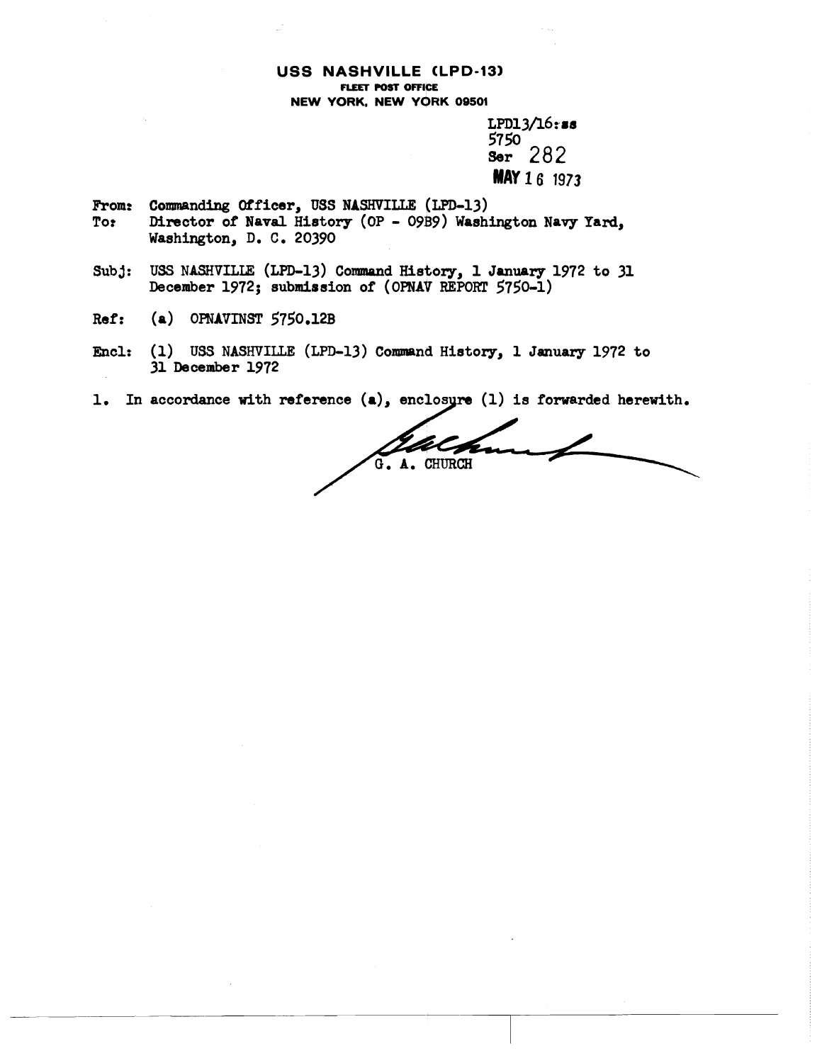**USS NASHVILLE (LPD-13)**
**FLEET POST OFFICE**
**NEW YORK, NEW YORK 09501**

LPD13/16:ss
5750
Ser 282
**MAY 16 1973**

From: Commanding Officer, USS NASHVILLE (LPD-13)
To: Director of Naval History (OP - 09B9) Washington Navy Yard, Washington, D. C. 20390

Subj: USS NASHVILLE (LPD-13) Command History, 1 January 1972 to 31 December 1972; submission of (OPNAV REPORT 5750-1)

Ref: (a) OPNAVINST 5750.12B

Encl: (1) USS NASHVILLE (LPD-13) Command History, 1 January 1972 to 31 December 1972

1. In accordance with reference (a), enclosure (1) is forwarded herewith.

G. A. CHURCH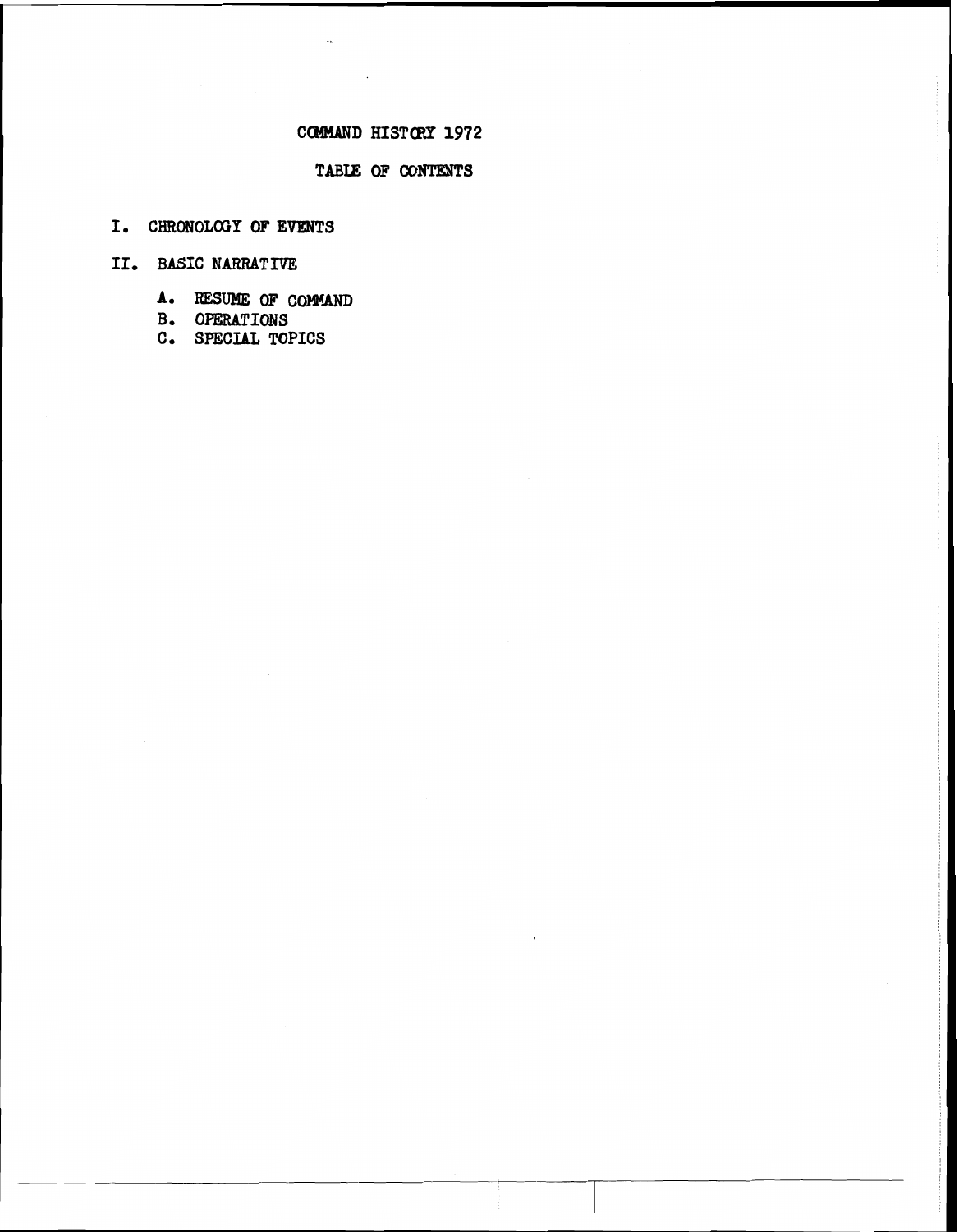# COMMAND HISTORY 1972

## TABLE OF CONTENTS

I. CHRONOLOGY OF EVENTS

II. BASIC NARRATIVE

A. RESUME OF COMMAND
B. OPERATIONS
C. SPECIAL TOPICS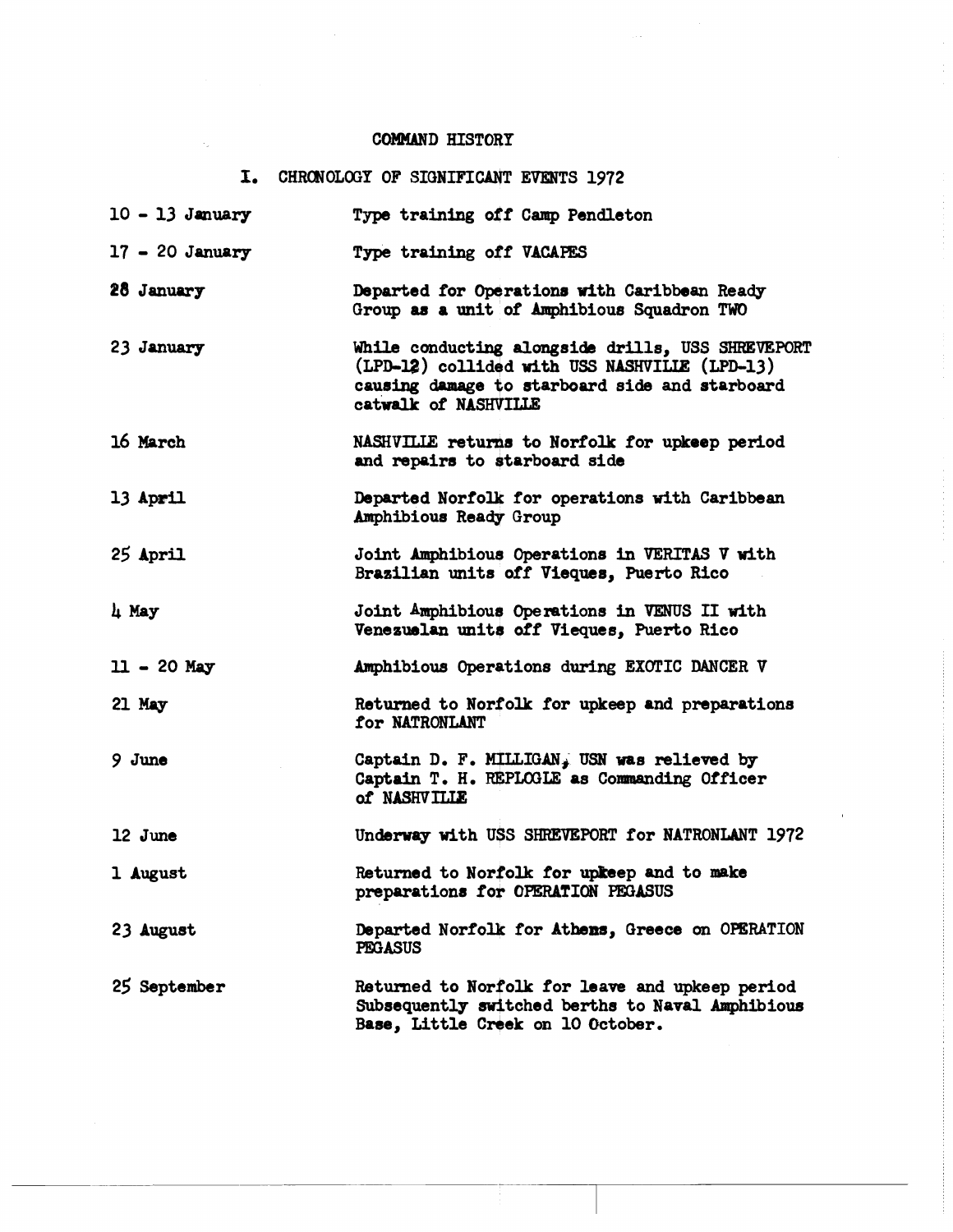# COMMAND HISTORY

## I. CHRONOLOGY OF SIGNIFICANT EVENTS 1972

| | |
|---|---|
| 10 - 13 January | Type training off Camp Pendleton |
| 17 - 20 January | Type training off VACAPES |
| 28 January | Departed for Operations with Caribbean Ready Group as a unit of Amphibious Squadron TWO |
| 23 January | While conducting alongside drills, USS SHREVEPORT (LPD-12) collided with USS NASHVILLE (LPD-13) causing damage to starboard side and starboard catwalk of NASHVILLE |
| 16 March | NASHVILLE returns to Norfolk for upkeep period and repairs to starboard side |
| 13 April | Departed Norfolk for operations with Caribbean Amphibious Ready Group |
| 25 April | Joint Amphibious Operations in VERITAS V with Brazilian units off Vieques, Puerto Rico |
| 4 May | Joint Amphibious Operations in VENUS II with Venezuelan units off Vieques, Puerto Rico |
| 11 - 20 May | Amphibious Operations during EXOTIC DANCER V |
| 21 May | Returned to Norfolk for upkeep and preparations for NATRONLANT |
| 9 June | Captain D. F. MILLIGAN, USN was relieved by Captain T. H. REPLOGLE as Commanding Officer of NASHVILLE |
| 12 June | Underway with USS SHREVEPORT for NATRONLANT 1972 |
| 1 August | Returned to Norfolk for upkeep and to make preparations for OPERATION PEGASUS |
| 23 August | Departed Norfolk for Athens, Greece on OPERATION PEGASUS |
| 25 September | Returned to Norfolk for leave and upkeep period Subsequently switched berths to Naval Amphibious Base, Little Creek on 10 October. |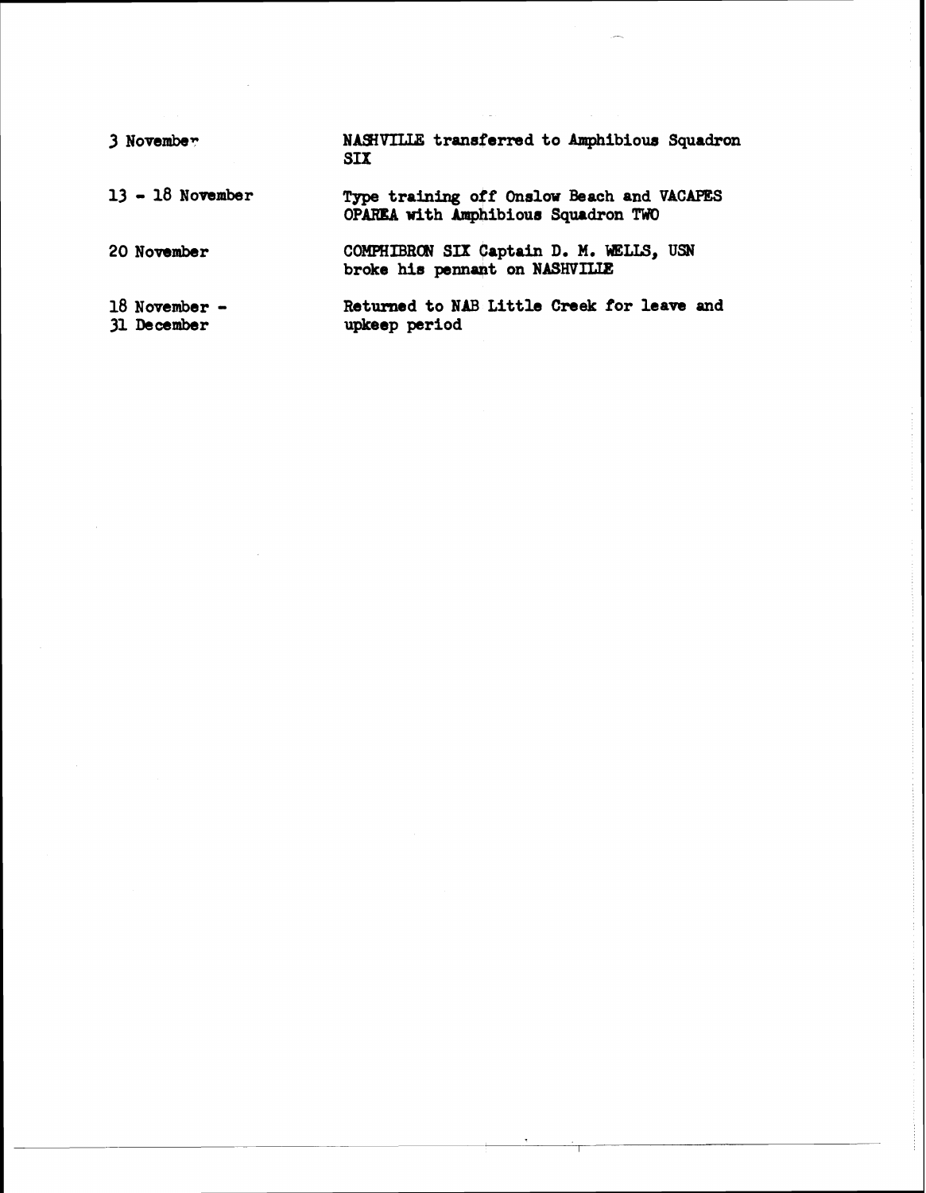| | |
|---|---|
| 3 November | NASHVILLE transferred to Amphibious Squadron SIX |
| 13 - 18 November | Type training off Onslow Beach and VACAPES OPAREA with Amphibious Squadron TWO |
| 20 November | COMPHIBRON SIX Captain D. M. WELLS, USN broke his pennant on NASHVILLE |
| 18 November - 31 December | Returned to NAB Little Creek for leave and upkeep period |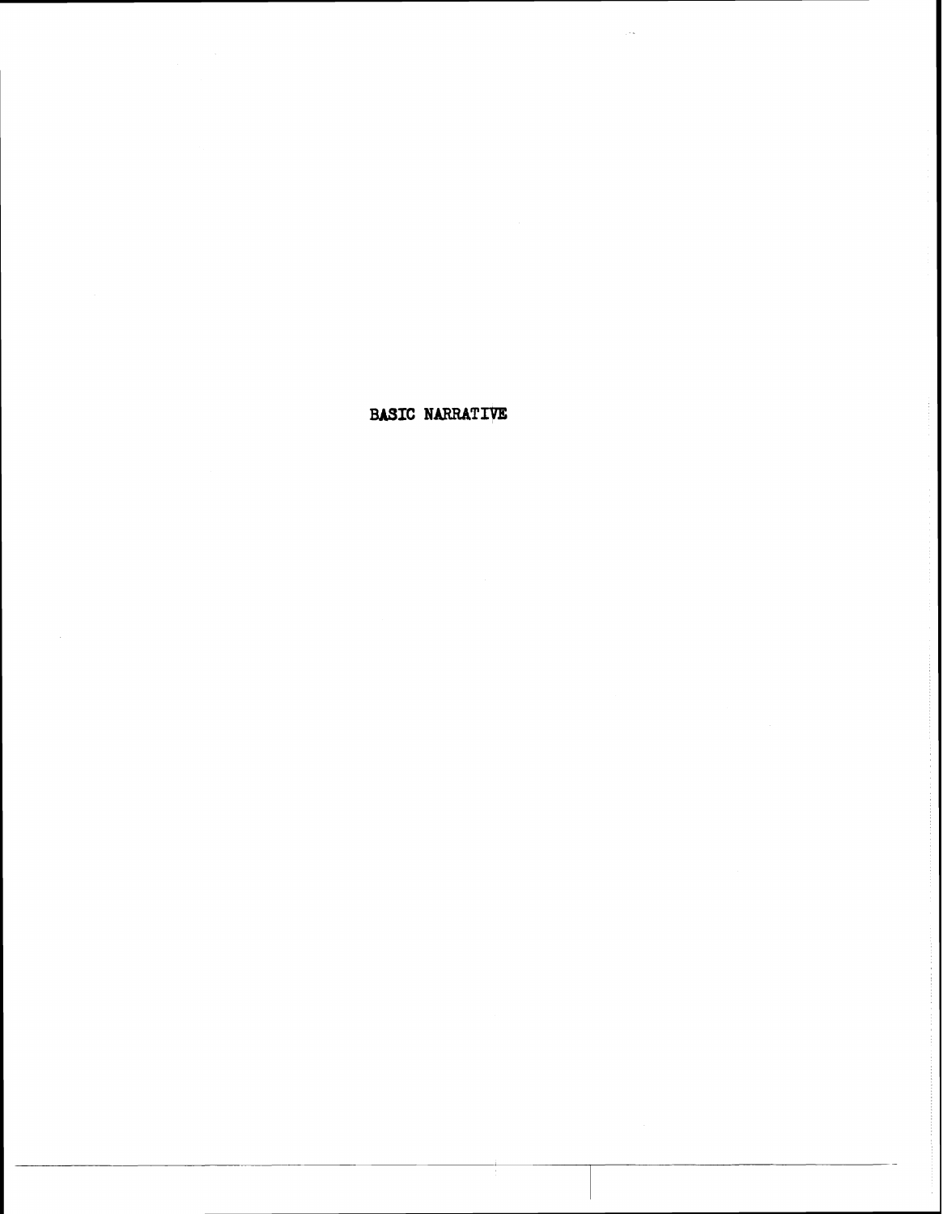# BASIC NARRATIVE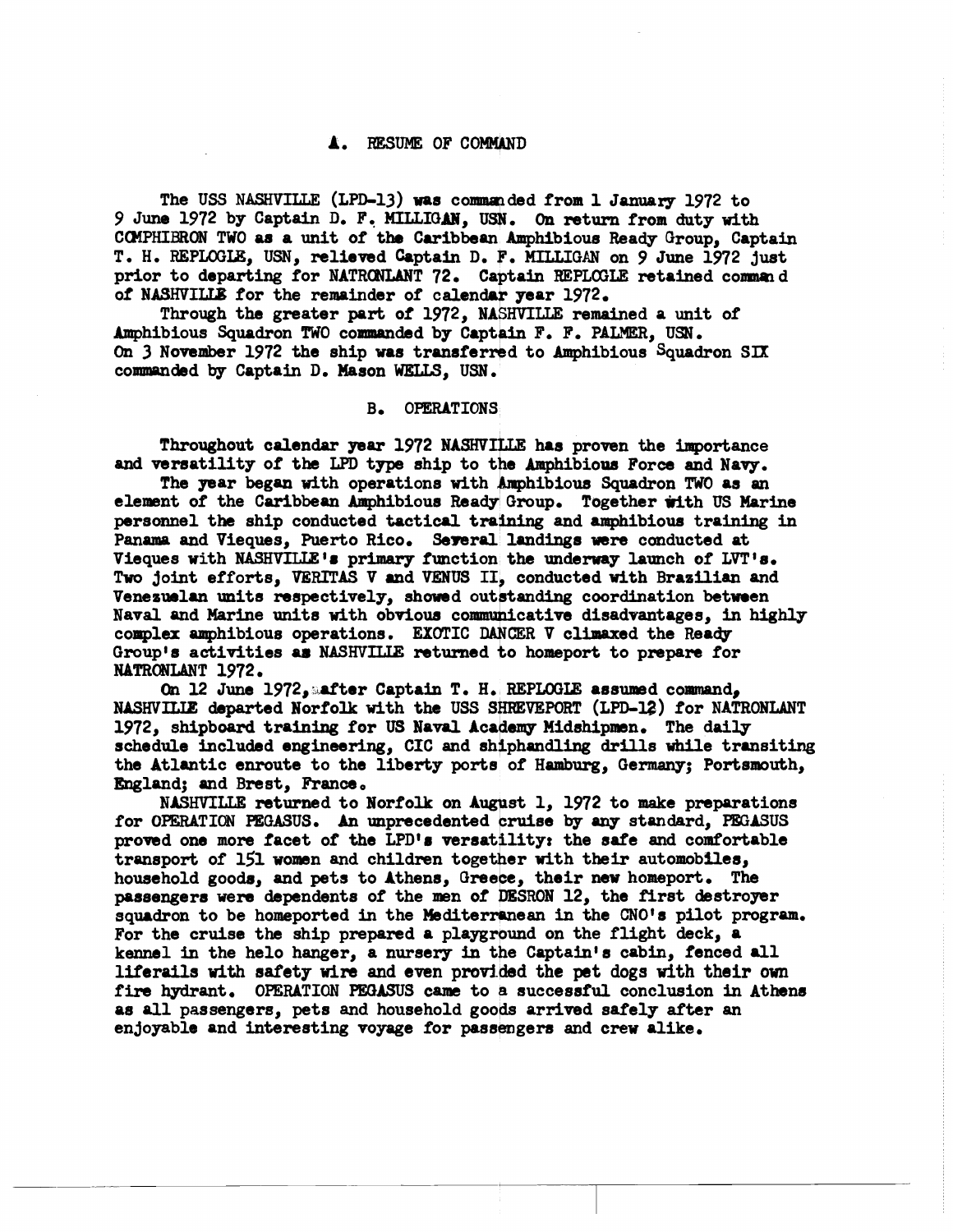## A. RESUME OF COMMAND

The USS NASHVILLE (LPD-13) was commanded from 1 January 1972 to 9 June 1972 by Captain D. F. MILLIGAN, USN. On return from duty with COMPHIBRON TWO as a unit of the Caribbean Amphibious Ready Group, Captain T. H. REPLOGLE, USN, relieved Captain D. F. MILLIGAN on 9 June 1972 just prior to departing for NATRONLANT 72. Captain REPLOGLE retained command of NASHVILLE for the remainder of calendar year 1972.

Through the greater part of 1972, NASHVILLE remained a unit of Amphibious Squadron TWO commanded by Captain F. F. PALMER, USN. On 3 November 1972 the ship was transferred to Amphibious Squadron SIX commanded by Captain D. Mason WELLS, USN.

## B. OPERATIONS

Throughout calendar year 1972 NASHVILLE has proven the importance and versatility of the LPD type ship to the Amphibious Force and Navy.

The year began with operations with Amphibious Squadron TWO as an element of the Caribbean Amphibious Ready Group. Together with US Marine personnel the ship conducted tactical training and amphibious training in Panama and Vieques, Puerto Rico. Several landings were conducted at Vieques with NASHVILLE's primary function the underway launch of LVT's. Two joint efforts, VERITAS V and VENUS II, conducted with Brazilian and Venezuelan units respectively, showed outstanding coordination between Naval and Marine units with obvious communicative disadvantages, in highly complex amphibious operations. EXOTIC DANCER V climaxed the Ready Group's activities as NASHVILLE returned to homeport to prepare for NATRONLANT 1972.

On 12 June 1972, after Captain T. H. REPLOGLE assumed command, NASHVILLE departed Norfolk with the USS SHREVEPORT (LPD-12) for NATRONLANT 1972, shipboard training for US Naval Academy Midshipmen. The daily schedule included engineering, CIC and shiphandling drills while transiting the Atlantic enroute to the liberty ports of Hamburg, Germany; Portsmouth, England; and Brest, France.

NASHVILLE returned to Norfolk on August 1, 1972 to make preparations for OPERATION PEGASUS. An unprecedented cruise by any standard, PEGASUS proved one more facet of the LPD's versatility: the safe and comfortable transport of 151 women and children together with their automobiles, household goods, and pets to Athens, Greece, their new homeport. The passengers were dependents of the men of DESRON 12, the first destroyer squadron to be homeported in the Mediterranean in the CNO's pilot program. For the cruise the ship prepared a playground on the flight deck, a kennel in the helo hanger, a nursery in the Captain's cabin, fenced all liferails with safety wire and even provided the pet dogs with their own fire hydrant. OPERATION PEGASUS came to a successful conclusion in Athens as all passengers, pets and household goods arrived safely after an enjoyable and interesting voyage for passengers and crew alike.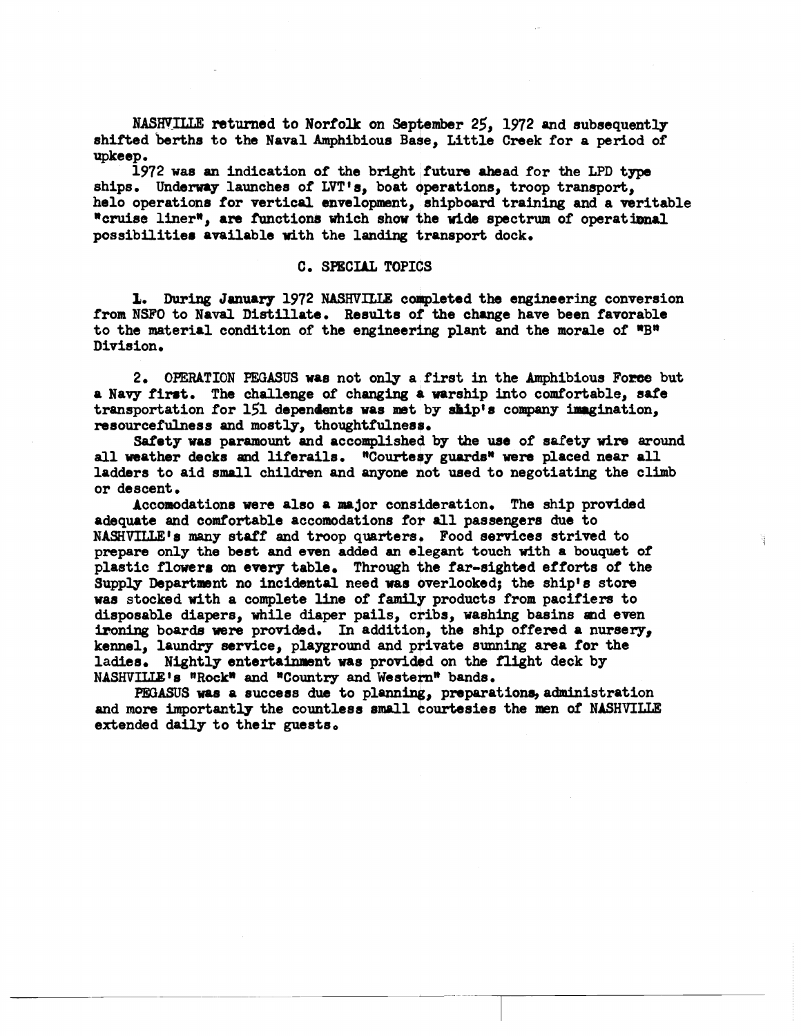NASHVILLE returned to Norfolk on September 25, 1972 and subsequently shifted berths to the Naval Amphibious Base, Little Creek for a period of upkeep.

1972 was an indication of the bright future ahead for the LPD type ships. Underway launches of LVT's, boat operations, troop transport, helo operations for vertical envelopment, shipboard training and a veritable "cruise liner", are functions which show the wide spectrum of operational possibilities available with the landing transport dock.

## C. SPECIAL TOPICS

1. During January 1972 NASHVILLE completed the engineering conversion from NSFO to Naval Distillate. Results of the change have been favorable to the material condition of the engineering plant and the morale of "B" Division.

2. OPERATION PEGASUS was not only a first in the Amphibious Force but a Navy first. The challenge of changing a warship into comfortable, safe transportation for 151 dependents was met by ship's company imagination, resourcefulness and mostly, thoughtfulness.

Safety was paramount and accomplished by the use of safety wire around all weather decks and liferails. "Courtesy guards" were placed near all ladders to aid small children and anyone not used to negotiating the climb or descent.

Accomodations were also a major consideration. The ship provided adequate and comfortable accomodations for all passengers due to NASHVILLE's many staff and troop quarters. Food services strived to prepare only the best and even added an elegant touch with a bouquet of plastic flowers on every table. Through the far-sighted efforts of the Supply Department no incidental need was overlooked; the ship's store was stocked with a complete line of family products from pacifiers to disposable diapers, while diaper pails, cribs, washing basins and even ironing boards were provided. In addition, the ship offered a nursery, kennel, laundry service, playground and private sunning area for the ladies. Nightly entertainment was provided on the flight deck by NASHVILLE's "Rock" and "Country and Western" bands.

PEGASUS was a success due to planning, preparations, administration and more importantly the countless small courtesies the men of NASHVILLE extended daily to their guests.